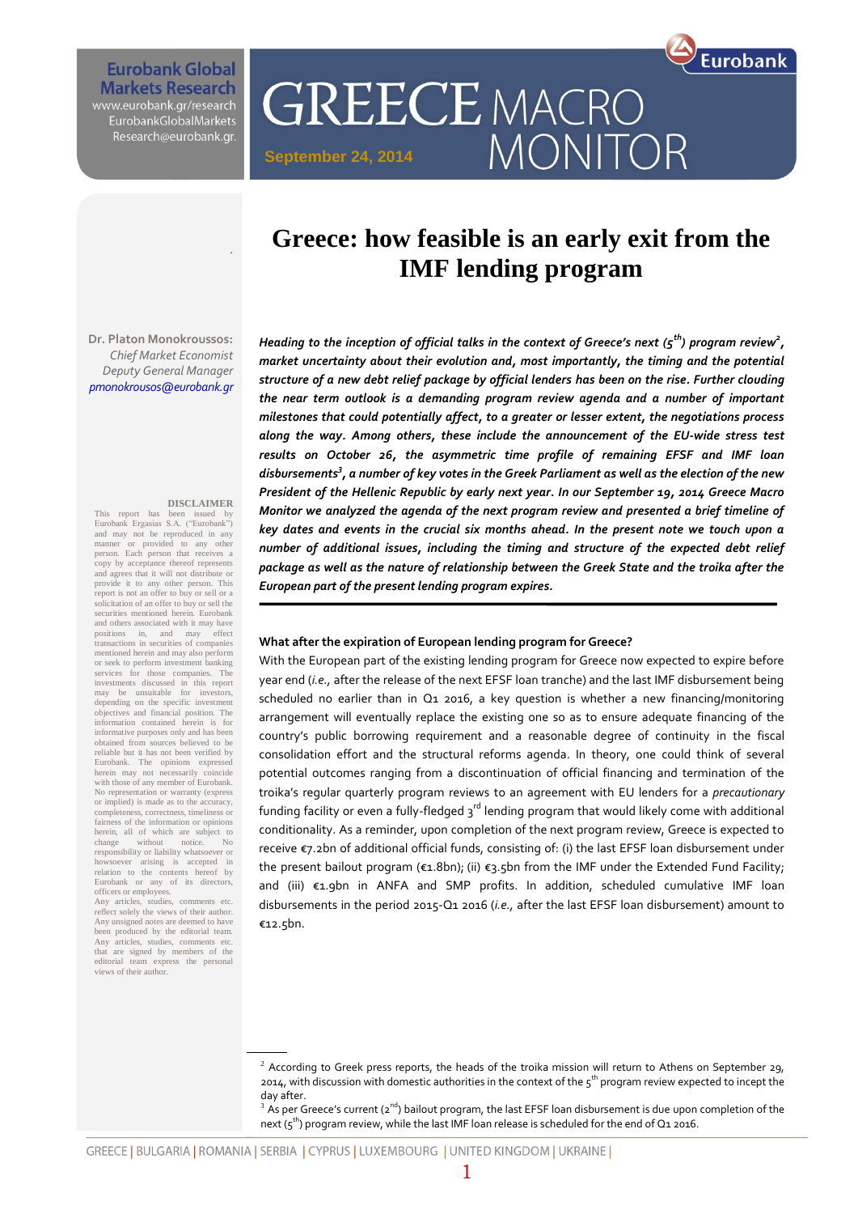# GREECE MACRO MONITOR

September 24, 2014

Eurobank Global Markets Research
www.eurobank.gr/research
EurobankGlobalMarkets
Research@eurobank.gr

## Greece: how feasible is an early exit from the IMF lending program

**Dr. Platon Monokroussos:**
*Chief Market Economist*
*Deputy General Manager*
*pmonokrousos@eurobank.gr*

***Heading to the inception of official talks in the context of Greece's next (5th) program review[2], market uncertainty about their evolution and, most importantly, the timing and the potential structure of a new debt relief package by official lenders has been on the rise. Further clouding the near term outlook is a demanding program review agenda and a number of important milestones that could potentially affect, to a greater or lesser extent, the negotiations process along the way. Among others, these include the announcement of the EU-wide stress test results on October 26, the asymmetric time profile of remaining EFSF and IMF loan disbursements[3], a number of key votes in the Greek Parliament as well as the election of the new President of the Hellenic Republic by early next year. In our September 19, 2014 Greece Macro Monitor we analyzed the agenda of the next program review and presented a brief timeline of key dates and events in the crucial six months ahead. In the present note we touch upon a number of additional issues, including the timing and structure of the expected debt relief package as well as the nature of relationship between the Greek State and the troika after the European part of the present lending program expires.***

**What after the expiration of European lending program for Greece?**

With the European part of the existing lending program for Greece now expected to expire before year end (*i.e.,* after the release of the next EFSF loan tranche) and the last IMF disbursement being scheduled no earlier than in Q1 2016, a key question is whether a new financing/monitoring arrangement will eventually replace the existing one so as to ensure adequate financing of the country's public borrowing requirement and a reasonable degree of continuity in the fiscal consolidation effort and the structural reforms agenda. In theory, one could think of several potential outcomes ranging from a discontinuation of official financing and termination of the troika's regular quarterly program reviews to an agreement with EU lenders for a *precautionary* funding facility or even a fully-fledged 3rd lending program that would likely come with additional conditionality. As a reminder, upon completion of the next program review, Greece is expected to receive €7.2bn of additional official funds, consisting of: (i) the last EFSF loan disbursement under the present bailout program (€1.8bn); (ii) €3.5bn from the IMF under the Extended Fund Facility; and (iii) €1.9bn in ANFA and SMP profits. In addition, scheduled cumulative IMF loan disbursements in the period 2015-Q1 2016 (*i.e.,* after the last EFSF loan disbursement) amount to €12.5bn.

**DISCLAIMER**
This report has been issued by Eurobank Ergasias S.A. ("Eurobank") and may not be reproduced in any manner or provided to any other person. Each person that receives a copy by acceptance thereof represents and agrees that it will not distribute or provide it to any other person. This report is not an offer to buy or sell or a solicitation of an offer to buy or sell the securities mentioned herein. Eurobank and others associated with it may have positions in, and may effect transactions in securities of companies mentioned herein and may also perform or seek to perform investment banking services for those companies. The investments discussed in this report may be unsuitable for investors, depending on the specific investment objectives and financial position. The information contained herein is for informative purposes only and has been obtained from sources believed to be reliable but it has not been verified by Eurobank. The opinions expressed herein may not necessarily coincide with those of any member of Eurobank. No representation or warranty (express or implied) is made as to the accuracy, completeness, correctness, timeliness or fairness of the information or opinions herein, all of which are subject to change without notice. No responsibility or liability whatsoever or howsoever arising is accepted in relation to the contents hereof by Eurobank or any of its directors, officers or employees.
Any articles, studies, comments etc. reflect solely the views of their author. Any unsigned notes are deemed to have been produced by the editorial team. Any articles, studies, comments etc. that are signed by members of the editorial team express the personal views of their author.

---

[2] According to Greek press reports, the heads of the troika mission will return to Athens on September 29, 2014, with discussion with domestic authorities in the context of the 5th program review expected to incept the day after.

[3] As per Greece's current (2nd) bailout program, the last EFSF loan disbursement is due upon completion of the next (5th) program review, while the last IMF loan release is scheduled for the end of Q1 2016.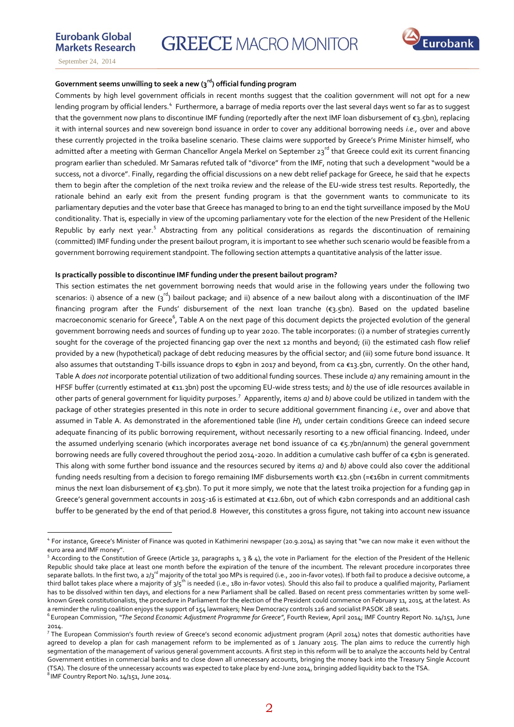### Government seems unwilling to seek a new (3rd) official funding program

Comments by high level government officials in recent months suggest that the coalition government will not opt for a new lending program by official lenders.[4] Furthermore, a barrage of media reports over the last several days went so far as to suggest that the government now plans to discontinue IMF funding (reportedly after the next IMF loan disbursement of €3.5bn), replacing it with internal sources and new sovereign bond issuance in order to cover any additional borrowing needs *i.e.*, over and above these currently projected in the troika baseline scenario. These claims were supported by Greece's Prime Minister himself, who admitted after a meeting with German Chancellor Angela Merkel on September 23rd that Greece could exit its current financing program earlier than scheduled. Mr Samaras refuted talk of "divorce" from the IMF, noting that such a development "would be a success, not a divorce". Finally, regarding the official discussions on a new debt relief package for Greece, he said that he expects them to begin after the completion of the next troika review and the release of the EU-wide stress test results. Reportedly, the rationale behind an early exit from the present funding program is that the government wants to communicate to its parliamentary deputies and the voter base that Greece has managed to bring to an end the tight surveillance imposed by the MoU conditionality. That is, especially in view of the upcoming parliamentary vote for the election of the new President of the Hellenic Republic by early next year.[5] Abstracting from any political considerations as regards the discontinuation of remaining (committed) IMF funding under the present bailout program, it is important to see whether such scenario would be feasible from a government borrowing requirement standpoint. The following section attempts a quantitative analysis of the latter issue.

### Is practically possible to discontinue IMF funding under the present bailout program?

This section estimates the net government borrowing needs that would arise in the following years under the following two scenarios: i) absence of a new (3rd) bailout package; and ii) absence of a new bailout along with a discontinuation of the IMF financing program after the Funds' disbursement of the next loan tranche (€3.5bn). Based on the updated baseline macroeconomic scenario for Greece[6], Table A on the next page of this document depicts the projected evolution of the general government borrowing needs and sources of funding up to year 2020. The table incorporates: (i) a number of strategies currently sought for the coverage of the projected financing gap over the next 12 months and beyond; (ii) the estimated cash flow relief provided by a new (hypothetical) package of debt reducing measures by the official sector; and (iii) some future bond issuance. It also assumes that outstanding T-bills issuance drops to €9bn in 2017 and beyond, from ca €13.5bn, currently. On the other hand, Table A *does not* incorporate potential utilization of two additional funding sources. These include *a)* any remaining amount in the HFSF buffer (currently estimated at €11.3bn) post the upcoming EU-wide stress tests; and *b)* the use of idle resources available in other parts of general government for liquidity purposes.[7] Apparently, items *a)* and *b)* above could be utilized in tandem with the package of other strategies presented in this note in order to secure additional government financing *i.e.,* over and above that assumed in Table A. As demonstrated in the aforementioned table (line *H*), under certain conditions Greece can indeed secure adequate financing of its public borrowing requirement, without necessarily resorting to a new official financing. Indeed, under the assumed underlying scenario (which incorporates average net bond issuance of ca €5.7bn/annum) the general government borrowing needs are fully covered throughout the period 2014-2020. In addition a cumulative cash buffer of ca €5bn is generated. This along with some further bond issuance and the resources secured by items *a)* and *b)* above could also cover the additional funding needs resulting from a decision to forego remaining IMF disbursements worth €12.5bn (=€16bn in current commitments minus the next loan disbursement of €3.5bn). To put it more simply, we note that the latest troika projection for a funding gap in Greece's general government accounts in 2015-16 is estimated at €12.6bn, out of which €2bn corresponds and an additional cash buffer to be generated by the end of that period.8 However, this constitutes a gross figure, not taking into account new issuance

---

[4] For instance, Greece's Minister of Finance was quoted in Kathimerini newspaper (20.9.2014) as saying that "we can now make it even without the euro area and IMF money".

[5] According to the Constitution of Greece (Article 32, paragraphs 1, 3 & 4), the vote in Parliament for the election of the President of the Hellenic Republic should take place at least one month before the expiration of the tenure of the incumbent. The relevant procedure incorporates three separate ballots. In the first two, a 2/3rd majority of the total 300 MPs is required (i.e., 200 in-favor votes). If both fail to produce a decisive outcome, a third ballot takes place where a majority of 3/5th is needed (i.e., 180 in-favor votes). Should this also fail to produce a qualified majority, Parliament has to be dissolved within ten days, and elections for a new Parliament shall be called. Based on recent press commentaries written by some well-known Greek constitutionalists, the procedure in Parliament for the election of the President could commence on February 11, 2015, at the latest. As a reminder the ruling coalition enjoys the support of 154 lawmakers; New Democracy controls 126 and socialist PASOK 28 seats.

[6] European Commission, "*The Second Economic Adjustment Programme for Greece"*, Fourth Review, April 2014; IMF Country Report No. 14/151, June 2014.

[7] The European Commission's fourth review of Greece's second economic adjustment program (April 2014) notes that domestic authorities have agreed to develop a plan for cash management reform to be implemented as of 1 January 2015. The plan aims to reduce the currently high segmentation of the management of various general government accounts. A first step in this reform will be to analyze the accounts held by Central Government entities in commercial banks and to close down all unnecessary accounts, bringing the money back into the Treasury Single Account (TSA). The closure of the unnecessary accounts was expected to take place by end-June 2014, bringing added liquidity back to the TSA.

[8] IMF Country Report No. 14/151, June 2014.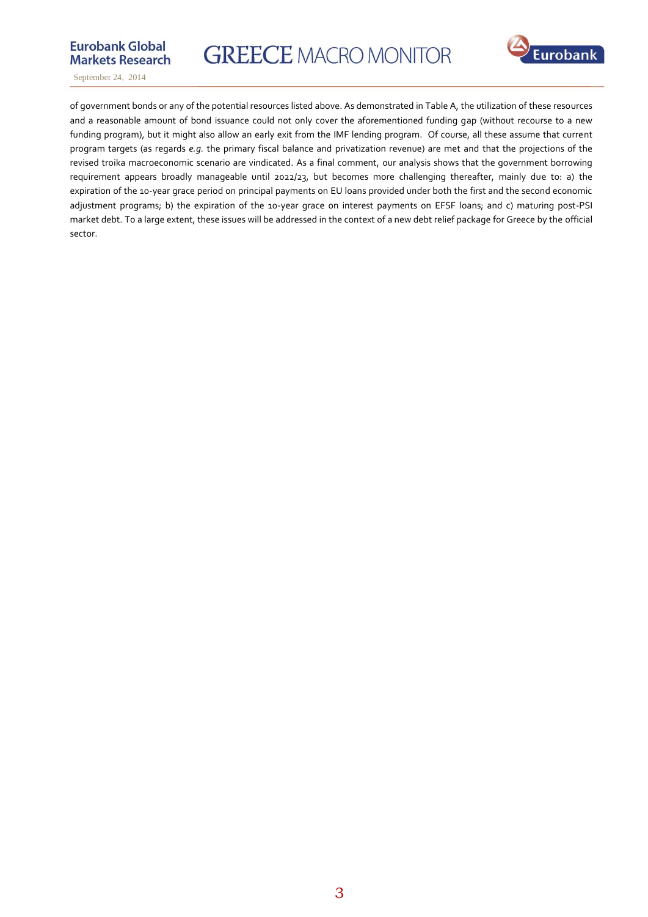of government bonds or any of the potential resources listed above. As demonstrated in Table A, the utilization of these resources and a reasonable amount of bond issuance could not only cover the aforementioned funding gap (without recourse to a new funding program), but it might also allow an early exit from the IMF lending program. Of course, all these assume that current program targets (as regards *e.g.* the primary fiscal balance and privatization revenue) are met and that the projections of the revised troika macroeconomic scenario are vindicated. As a final comment, our analysis shows that the government borrowing requirement appears broadly manageable until 2022/23, but becomes more challenging thereafter, mainly due to: a) the expiration of the 10-year grace period on principal payments on EU loans provided under both the first and the second economic adjustment programs; b) the expiration of the 10-year grace on interest payments on EFSF loans; and c) maturing post-PSI market debt. To a large extent, these issues will be addressed in the context of a new debt relief package for Greece by the official sector.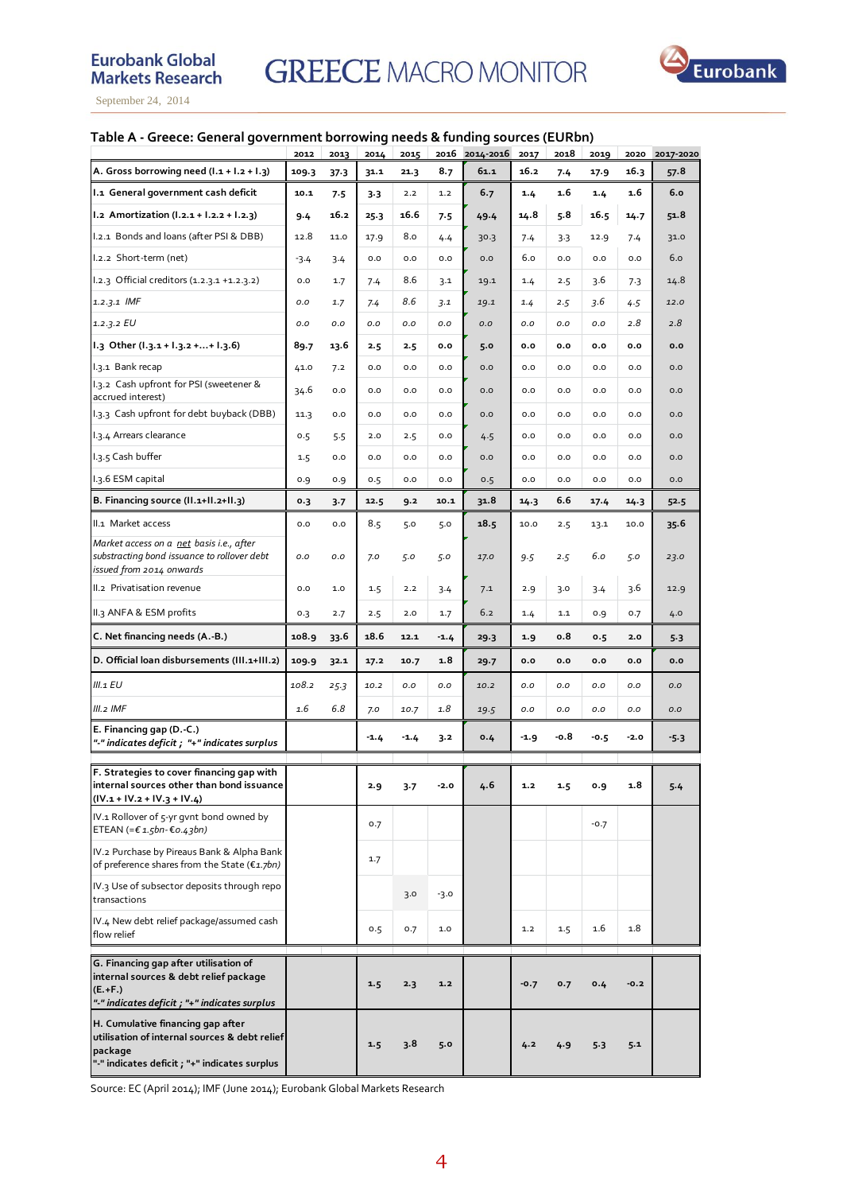Table A - Greece: General government borrowing needs & funding sources (EURbn)

| | 2012 | 2013 | 2014 | 2015 | 2016 | 2014-2016 | 2017 | 2018 | 2019 | 2020 | 2017-2020 |
|---|---|---|---|---|---|---|---|---|---|---|---|
| **A. Gross borrowing need (I.1 + I.2 + I.3)** | **109.3** | **37.3** | **31.1** | **21.3** | **8.7** | **61.1** | **16.2** | **7.4** | **17.9** | **16.3** | **57.8** |
| **I.1 General government cash deficit** | **10.1** | **7.5** | **3.3** | 2.2 | 1.2 | **6.7** | **1.4** | **1.6** | **1.4** | **1.6** | **6.0** |
| **I.2 Amortization (I.2.1 + I.2.2 + I.2.3)** | **9.4** | **16.2** | **25.3** | **16.6** | **7.5** | **49.4** | **14.8** | **5.8** | **16.5** | **14.7** | **51.8** |
| I.2.1 Bonds and loans (after PSI & DBB) | 12.8 | 11.0 | 17.9 | 8.0 | 4.4 | 30.3 | 7.4 | 3.3 | 12.9 | 7.4 | 31.0 |
| I.2.2 Short-term (net) | -3.4 | 3.4 | 0.0 | 0.0 | 0.0 | 0.0 | 6.0 | 0.0 | 0.0 | 0.0 | 6.0 |
| I.2.3 Official creditors (1.2.3.1 +1.2.3.2) | 0.0 | 1.7 | 7.4 | 8.6 | 3.1 | 19.1 | 1.4 | 2.5 | 3.6 | 7.3 | 14.8 |
| *1.2.3.1 IMF* | *0.0* | *1.7* | *7.4* | *8.6* | *3.1* | *19.1* | *1.4* | *2.5* | *3.6* | *4.5* | *12.0* |
| *1.2.3.2 EU* | *0.0* | *0.0* | *0.0* | *0.0* | *0.0* | *0.0* | *0.0* | *0.0* | *0.0* | *2.8* | *2.8* |
| **I.3 Other (I.3.1 + I.3.2 +...+ I.3.6)** | **89.7** | **13.6** | **2.5** | **2.5** | **0.0** | **5.0** | **0.0** | **0.0** | **0.0** | **0.0** | **0.0** |
| I.3.1 Bank recap | 41.0 | 7.2 | 0.0 | 0.0 | 0.0 | 0.0 | 0.0 | 0.0 | 0.0 | 0.0 | 0.0 |
| I.3.2 Cash upfront for PSI (sweetener & accrued interest) | 34.6 | 0.0 | 0.0 | 0.0 | 0.0 | 0.0 | 0.0 | 0.0 | 0.0 | 0.0 | 0.0 |
| I.3.3 Cash upfront for debt buyback (DBB) | 11.3 | 0.0 | 0.0 | 0.0 | 0.0 | 0.0 | 0.0 | 0.0 | 0.0 | 0.0 | 0.0 |
| I.3.4 Arrears clearance | 0.5 | 5.5 | 2.0 | 2.5 | 0.0 | 4.5 | 0.0 | 0.0 | 0.0 | 0.0 | 0.0 |
| I.3.5 Cash buffer | 1.5 | 0.0 | 0.0 | 0.0 | 0.0 | 0.0 | 0.0 | 0.0 | 0.0 | 0.0 | 0.0 |
| I.3.6 ESM capital | 0.9 | 0.9 | 0.5 | 0.0 | 0.0 | 0.5 | 0.0 | 0.0 | 0.0 | 0.0 | 0.0 |
| **B. Financing source (II.1+II.2+II.3)** | **0.3** | **3.7** | **12.5** | **9.2** | **10.1** | **31.8** | **14.3** | **6.6** | **17.4** | **14.3** | **52.5** |
| II.1 Market access | 0.0 | 0.0 | 8.5 | 5.0 | 5.0 | **18.5** | 10.0 | 2.5 | 13.1 | 10.0 | **35.6** |
| *Market access on a net basis i.e., after substracting bond issuance to rollover debt issued from 2014 onwards* | *0.0* | *0.0* | *7.0* | *5.0* | *5.0* | *17.0* | *9.5* | *2.5* | *6.0* | *5.0* | *23.0* |
| II.2 Privatisation revenue | 0.0 | 1.0 | 1.5 | 2.2 | 3.4 | 7.1 | 2.9 | 3.0 | 3.4 | 3.6 | 12.9 |
| II.3 ANFA & ESM profits | 0.3 | 2.7 | 2.5 | 2.0 | 1.7 | 6.2 | 1.4 | 1.1 | 0.9 | 0.7 | 4.0 |
| **C. Net financing needs (A.-B.)** | **108.9** | **33.6** | **18.6** | **12.1** | **-1.4** | **29.3** | **1.9** | **0.8** | **0.5** | **2.0** | **5.3** |
| **D. Official loan disbursements (III.1+III.2)** | **109.9** | **32.1** | **17.2** | **10.7** | **1.8** | **29.7** | **0.0** | **0.0** | **0.0** | **0.0** | **0.0** |
| *III.1 EU* | *108.2* | *25.3* | *10.2* | *0.0* | *0.0* | *10.2* | *0.0* | *0.0* | *0.0* | *0.0* | *0.0* |
| *III.2 IMF* | *1.6* | *6.8* | *7.0* | *10.7* | *1.8* | *19.5* | *0.0* | *0.0* | *0.0* | *0.0* | *0.0* |
| **E. Financing gap (D.-C.)** ***"-" indicates deficit ; "+" indicates surplus*** | | | **-1.4** | **-1.4** | **3.2** | **0.4** | **-1.9** | **-0.8** | **-0.5** | **-2.0** | **-5.3** |
| **F. Strategies to cover financing gap with internal sources other than bond issuance (IV.1 + IV.2 + IV.3 + IV.4)** | | | **2.9** | **3.7** | **-2.0** | 4.6 | **1.2** | **1.5** | **0.9** | **1.8** | 5.4 |
| IV.1 Rollover of 5-yr gvnt bond owned by ETEAN (=*€1.5bn-€0.43bn)* | | | 0.7 | | | | | | -0.7 | | |
| IV.2 Purchase by Pireaus Bank & Alpha Bank of preference shares from the State (*€1.7bn)* | | | 1.7 | | | | | | | | |
| IV.3 Use of subsector deposits through repo transactions | | | | 3.0 | -3.0 | | | | | | |
| IV.4 New debt relief package/assumed cash flow relief | | | 0.5 | 0.7 | 1.0 | | 1.2 | 1.5 | 1.6 | 1.8 | |
| **G. Financing gap after utilisation of internal sources & debt relief package (E.+F.)** ***"-" indicates deficit ; "+" indicates surplus*** | | | **1.5** | **2.3** | **1.2** | | **-0.7** | **0.7** | **0.4** | **-0.2** | |
| **H. Cumulative financing gap after utilisation of internal sources & debt relief package** **"-" indicates deficit ; "+" indicates surplus** | | | **1.5** | **3.8** | **5.0** | | **4.2** | **4.9** | **5.3** | **5.1** | |

Source: EC (April 2014); IMF (June 2014); Eurobank Global Markets Research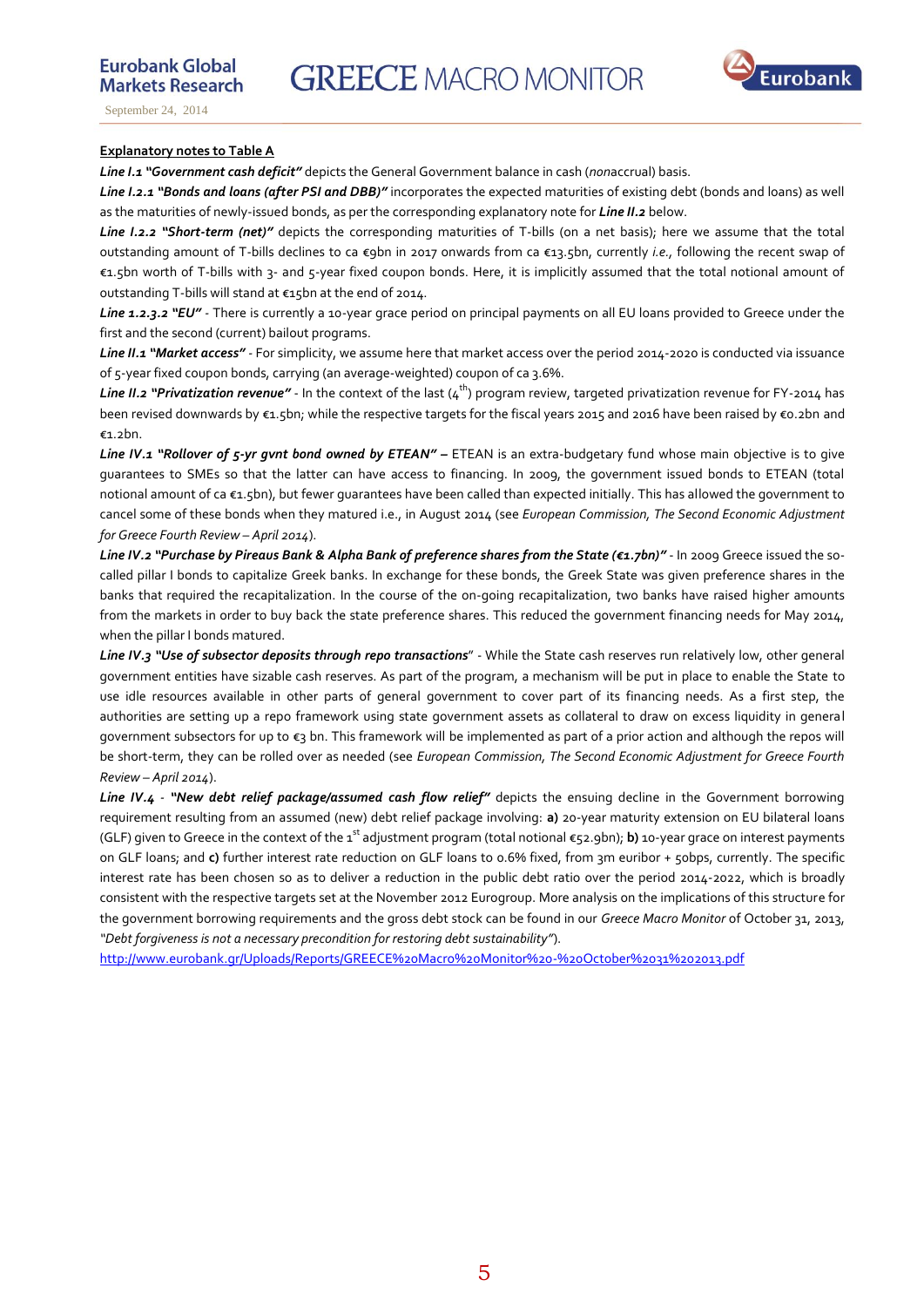**Explanatory notes to Table A**

***Line I.1 "Government cash deficit"*** depicts the General Government balance in cash (*non*accrual) basis.

***Line I.2.1 "Bonds and loans (after PSI and DBB)"*** incorporates the expected maturities of existing debt (bonds and loans) as well as the maturities of newly-issued bonds, as per the corresponding explanatory note for ***Line II.2*** below.

***Line I.2.2 "Short-term (net)"*** depicts the corresponding maturities of T-bills (on a net basis); here we assume that the total outstanding amount of T-bills declines to ca €9bn in 2017 onwards from ca €13.5bn, currently *i.e.,* following the recent swap of €1.5bn worth of T-bills with 3- and 5-year fixed coupon bonds. Here, it is implicitly assumed that the total notional amount of outstanding T-bills will stand at €15bn at the end of 2014.

***Line 1.2.3.2 "EU"*** - There is currently a 10-year grace period on principal payments on all EU loans provided to Greece under the first and the second (current) bailout programs.

***Line II.1 "Market access"*** - For simplicity, we assume here that market access over the period 2014-2020 is conducted via issuance of 5-year fixed coupon bonds, carrying (an average-weighted) coupon of ca 3.6%.

***Line II.2 "Privatization revenue"*** - In the context of the last (4th) program review, targeted privatization revenue for FY-2014 has been revised downwards by €1.5bn; while the respective targets for the fiscal years 2015 and 2016 have been raised by €0.2bn and €1.2bn.

***Line IV.1 "Rollover of 5-yr gvnt bond owned by ETEAN" –*** ETEAN is an extra-budgetary fund whose main objective is to give guarantees to SMEs so that the latter can have access to financing. In 2009, the government issued bonds to ETEAN (total notional amount of ca €1.5bn), but fewer guarantees have been called than expected initially. This has allowed the government to cancel some of these bonds when they matured i.e., in August 2014 (see *European Commission, The Second Economic Adjustment for Greece Fourth Review – April 2014*).

***Line IV.2 "Purchase by Pireaus Bank & Alpha Bank of preference shares from the State (€1.7bn)"*** - In 2009 Greece issued the so-called pillar I bonds to capitalize Greek banks. In exchange for these bonds, the Greek State was given preference shares in the banks that required the recapitalization. In the course of the on-going recapitalization, two banks have raised higher amounts from the markets in order to buy back the state preference shares. This reduced the government financing needs for May 2014, when the pillar I bonds matured.

***Line IV.3 "Use of subsector deposits through repo transactions***" - While the State cash reserves run relatively low, other general government entities have sizable cash reserves. As part of the program, a mechanism will be put in place to enable the State to use idle resources available in other parts of general government to cover part of its financing needs. As a first step, the authorities are setting up a repo framework using state government assets as collateral to draw on excess liquidity in general government subsectors for up to €3 bn. This framework will be implemented as part of a prior action and although the repos will be short-term, they can be rolled over as needed (see *European Commission, The Second Economic Adjustment for Greece Fourth Review – April 2014*).

***Line IV.4*** - ***"New debt relief package/assumed cash flow relief"*** depicts the ensuing decline in the Government borrowing requirement resulting from an assumed (new) debt relief package involving: **a)** 20-year maturity extension on EU bilateral loans (GLF) given to Greece in the context of the 1st adjustment program (total notional €52.9bn); **b)** 10-year grace on interest payments on GLF loans; and **c)** further interest rate reduction on GLF loans to 0.6% fixed, from 3m euribor + 50bps, currently. The specific interest rate has been chosen so as to deliver a reduction in the public debt ratio over the period 2014-2022, which is broadly consistent with the respective targets set at the November 2012 Eurogroup. More analysis on the implications of this structure for the government borrowing requirements and the gross debt stock can be found in our *Greece Macro Monitor* of October 31, 2013, *"Debt forgiveness is not a necessary precondition for restoring debt sustainability"*).

http://www.eurobank.gr/Uploads/Reports/GREECE%20Macro%20Monitor%20-%20October%2031%202013.pdf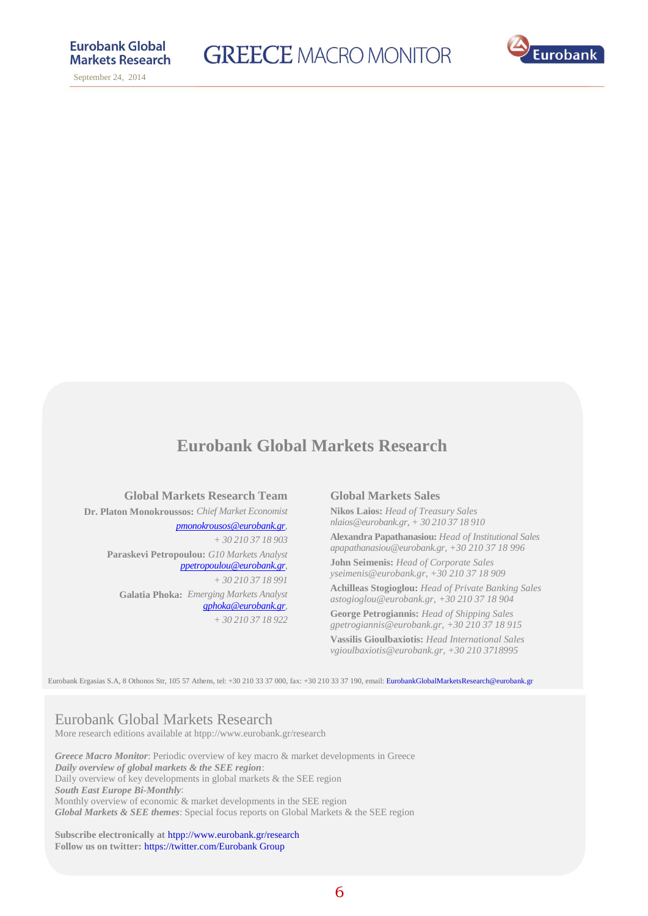# Eurobank Global Markets Research

## Global Markets Research Team

**Dr. Platon Monokroussos:** *Chief Market Economist*
*pmonokrousos@eurobank.gr, + 30 210 37 18 903*

**Paraskevi Petropoulou:** *G10 Markets Analyst*
*ppetropoulou@eurobank.gr, + 30 210 37 18 991*

**Galatia Phoka:** *Emerging Markets Analyst*
*gphoka@eurobank.gr, + 30 210 37 18 922*

## Global Markets Sales

**Nikos Laios:** *Head of Treasury Sales*
*nlaios@eurobank.gr, + 30 210 37 18 910*

**Alexandra Papathanasiou:** *Head of Institutional Sales*
*apapathanasiou@eurobank.gr, +30 210 37 18 996*

**John Seimenis:** *Head of Corporate Sales*
*yseimenis@eurobank.gr, +30 210 37 18 909*

**Achilleas Stogioglou:** *Head of Private Banking Sales*
*astogioglou@eurobank.gr, +30 210 37 18 904*

**George Petrogiannis:** *Head of Shipping Sales*
*gpetrogiannis@eurobank.gr, +30 210 37 18 915*

**Vassilis Gioulbaxiotis:** *Head International Sales*
*vgioulbaxiotis@eurobank.gr, +30 210 3718995*

Eurobank Ergasias S.A, 8 Othonos Str, 105 57 Athens, tel: +30 210 33 37 000, fax: +30 210 33 37 190, email: EurobankGlobalMarketsResearch@eurobank.gr

## Eurobank Global Markets Research

More research editions available at htpp://www.eurobank.gr/research

***Greece Macro Monitor***: Periodic overview of key macro & market developments in Greece
***Daily overview of global markets & the SEE region***:
Daily overview of key developments in global markets & the SEE region
***South East Europe Bi-Monthly***:
Monthly overview of economic & market developments in the SEE region
***Global Markets & SEE themes***: Special focus reports on Global Markets & the SEE region

**Subscribe electronically at** htpp://www.eurobank.gr/research
**Follow us on twitter:** https://twitter.com/Eurobank Group